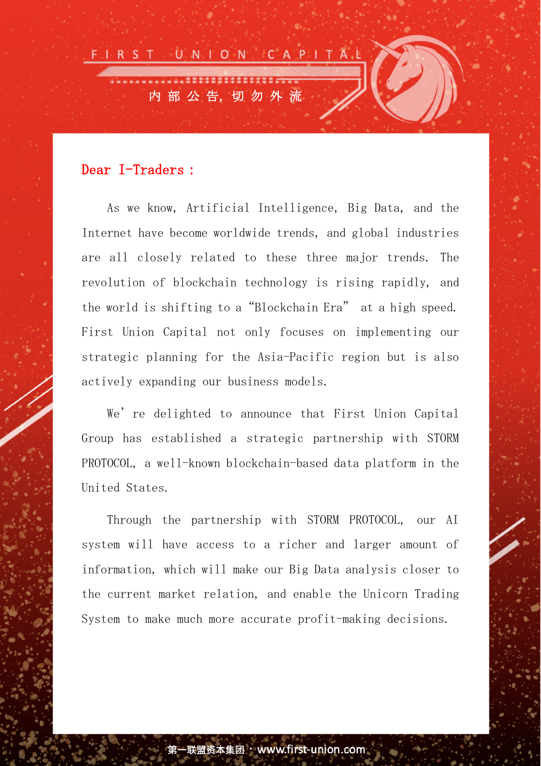FIRST UNION CAPITAL

内部公告，切勿外流

**Dear I-Traders：**

As we know, Artificial Intelligence, Big Data, and the Internet have become worldwide trends, and global industries are all closely related to these three major trends. The revolution of blockchain technology is rising rapidly, and the world is shifting to a “Blockchain Era” at a high speed. First Union Capital not only focuses on implementing our strategic planning for the Asia-Pacific region but is also actively expanding our business models.

We’re delighted to announce that First Union Capital Group has established a strategic partnership with STORM PROTOCOL, a well-known blockchain-based data platform in the United States.

Through the partnership with STORM PROTOCOL, our AI system will have access to a richer and larger amount of information, which will make our Big Data analysis closer to the current market relation, and enable the Unicorn Trading System to make much more accurate profit-making decisions.

第一联盟资本集团 · www.first-union.com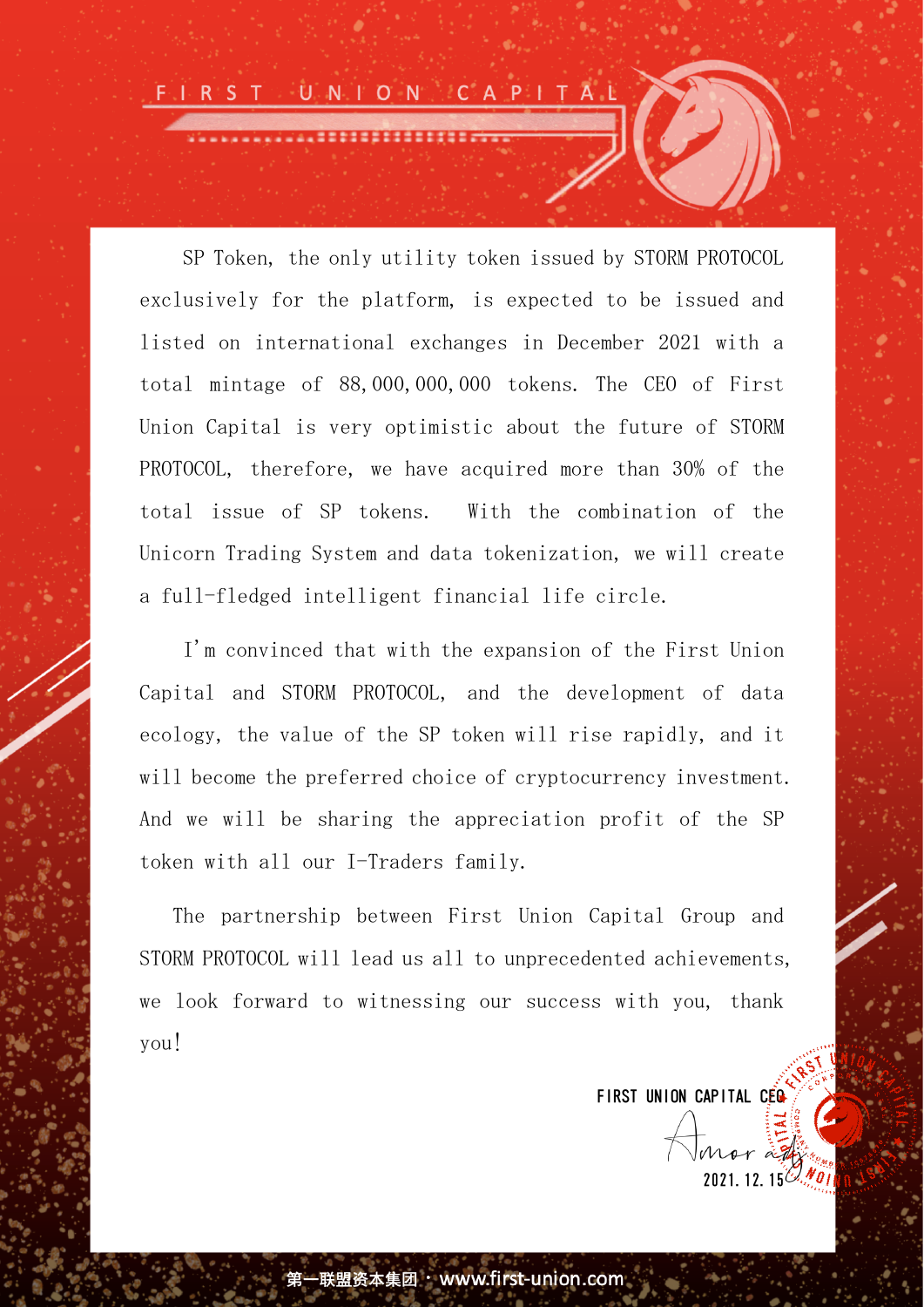F I R S T U N I O N C A P I T A L

SP Token, the only utility token issued by STORM PROTOCOL exclusively for the platform, is expected to be issued and listed on international exchanges in December 2021 with a total mintage of 88,000,000,000 tokens. The CEO of First Union Capital is very optimistic about the future of STORM PROTOCOL, therefore, we have acquired more than 30% of the total issue of SP tokens. With the combination of the Unicorn Trading System and data tokenization, we will create a full-fledged intelligent financial life circle.

I'm convinced that with the expansion of the First Union Capital and STORM PROTOCOL, and the development of data ecology, the value of the SP token will rise rapidly, and it will become the preferred choice of cryptocurrency investment. And we will be sharing the appreciation profit of the SP token with all our I-Traders family.

The partnership between First Union Capital Group and STORM PROTOCOL will lead us all to unprecedented achievements, we look forward to witnessing our success with you, thank you!

FIRST UNION CAPITAL CEO

Amor

2021.12.15

第一联盟资本集团 · www.first-union.com